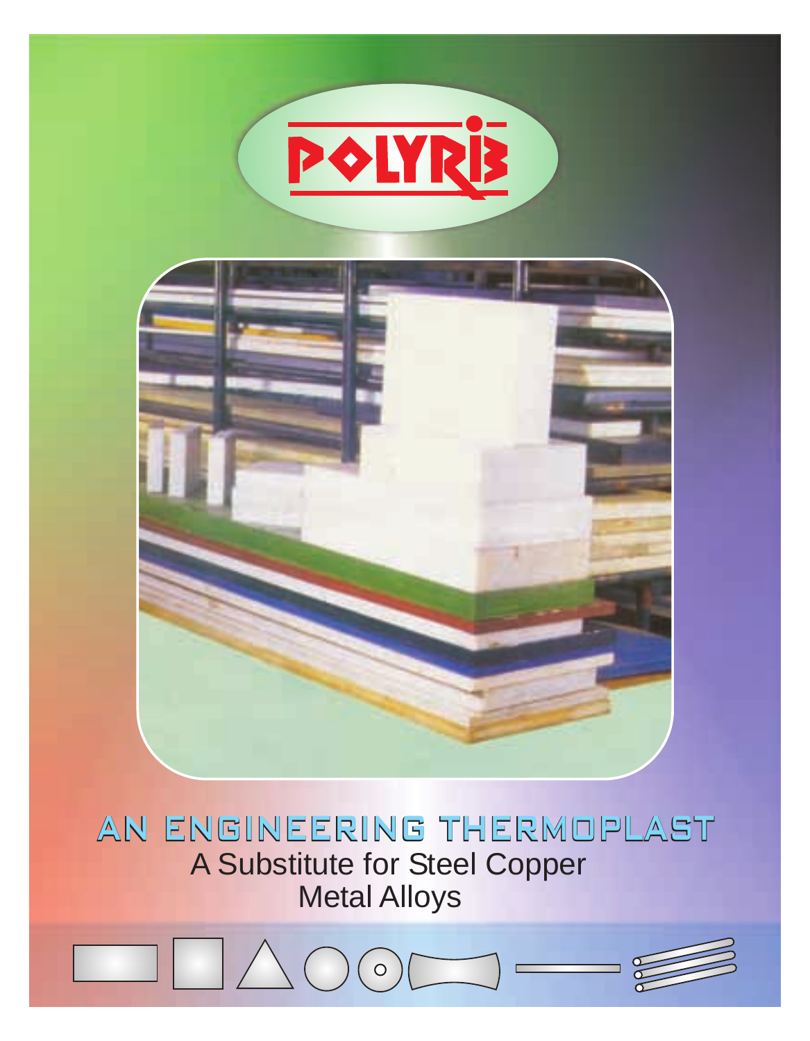# POLYRIB

## AN ENGINEERING THERMOPLAST

A Substitute for Steel Copper
Metal Alloys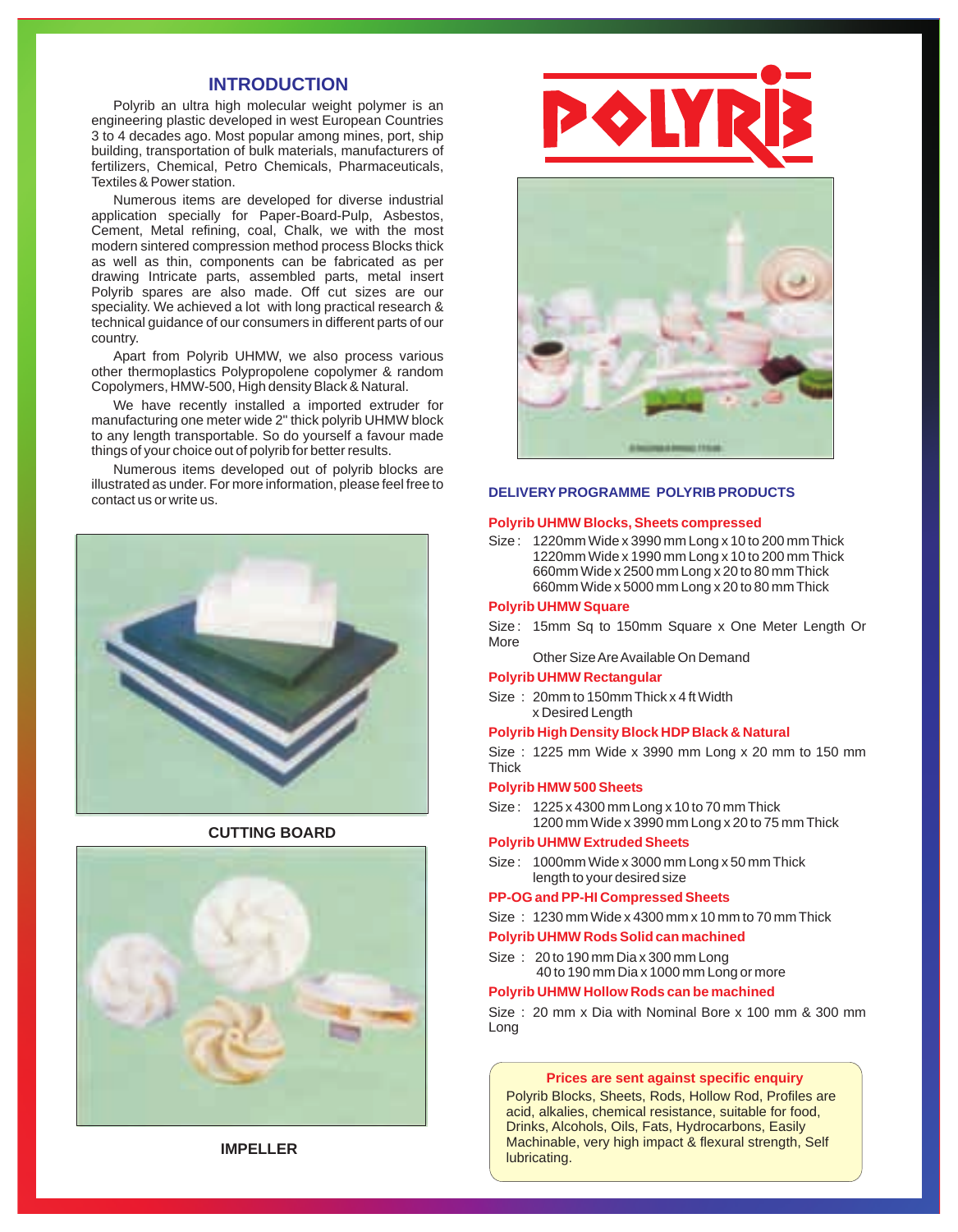## INTRODUCTION

Polyrib an ultra high molecular weight polymer is an engineering plastic developed in west European Countries 3 to 4 decades ago. Most popular among mines, port, ship building, transportation of bulk materials, manufacturers of fertilizers, Chemical, Petro Chemicals, Pharmaceuticals, Textiles & Power station.

Numerous items are developed for diverse industrial application specially for Paper-Board-Pulp, Asbestos, Cement, Metal refining, coal, Chalk, we with the most modern sintered compression method process Blocks thick as well as thin, components can be fabricated as per drawing Intricate parts, assembled parts, metal insert Polyrib spares are also made. Off cut sizes are our speciality. We achieved a lot with long practical research & technical guidance of our consumers in different parts of our country.

Apart from Polyrib UHMW, we also process various other thermoplastics Polypropolene copolymer & random Copolymers, HMW-500, High density Black & Natural.

We have recently installed a imported extruder for manufacturing one meter wide 2" thick polyrib UHMW block to any length transportable. So do yourself a favour made things of your choice out of polyrib for better results.

Numerous items developed out of polyrib blocks are illustrated as under. For more information, please feel free to contact us or write us.

CUTTING BOARD

IMPELLER

# POLYRIB

### DELIVERY PROGRAMME POLYRIB PRODUCTS

**Polyrib UHMW Blocks, Sheets compressed**

Size : 1220mm Wide x 3990 mm Long x 10 to 200 mm Thick
1220mm Wide x 1990 mm Long x 10 to 200 mm Thick
660mm Wide x 2500 mm Long x 20 to 80 mm Thick
660mm Wide x 5000 mm Long x 20 to 80 mm Thick

**Polyrib UHMW Square**

Size : 15mm Sq to 150mm Square x One Meter Length Or More
Other Size Are Available On Demand

**Polyrib UHMW Rectangular**

Size : 20mm to 150mm Thick x 4 ft Width x Desired Length

**Polyrib High Density Block HDP Black & Natural**

Size : 1225 mm Wide x 3990 mm Long x 20 mm to 150 mm Thick

**Polyrib HMW 500 Sheets**

Size : 1225 x 4300 mm Long x 10 to 70 mm Thick
1200 mm Wide x 3990 mm Long x 20 to 75 mm Thick

**Polyrib UHMW Extruded Sheets**

Size : 1000mm Wide x 3000 mm Long x 50 mm Thick length to your desired size

**PP-OG and PP-HI Compressed Sheets**

Size : 1230 mm Wide x 4300 mm x 10 mm to 70 mm Thick

**Polyrib UHMW Rods Solid can machined**

Size : 20 to 190 mm Dia x 300 mm Long
40 to 190 mm Dia x 1000 mm Long or more

**Polyrib UHMW Hollow Rods can be machined**

Size : 20 mm x Dia with Nominal Bore x 100 mm & 300 mm Long

**Prices are sent against specific enquiry**

Polyrib Blocks, Sheets, Rods, Hollow Rod, Profiles are acid, alkalies, chemical resistance, suitable for food, Drinks, Alcohols, Oils, Fats, Hydrocarbons, Easily Machinable, very high impact & flexural strength, Self lubricating.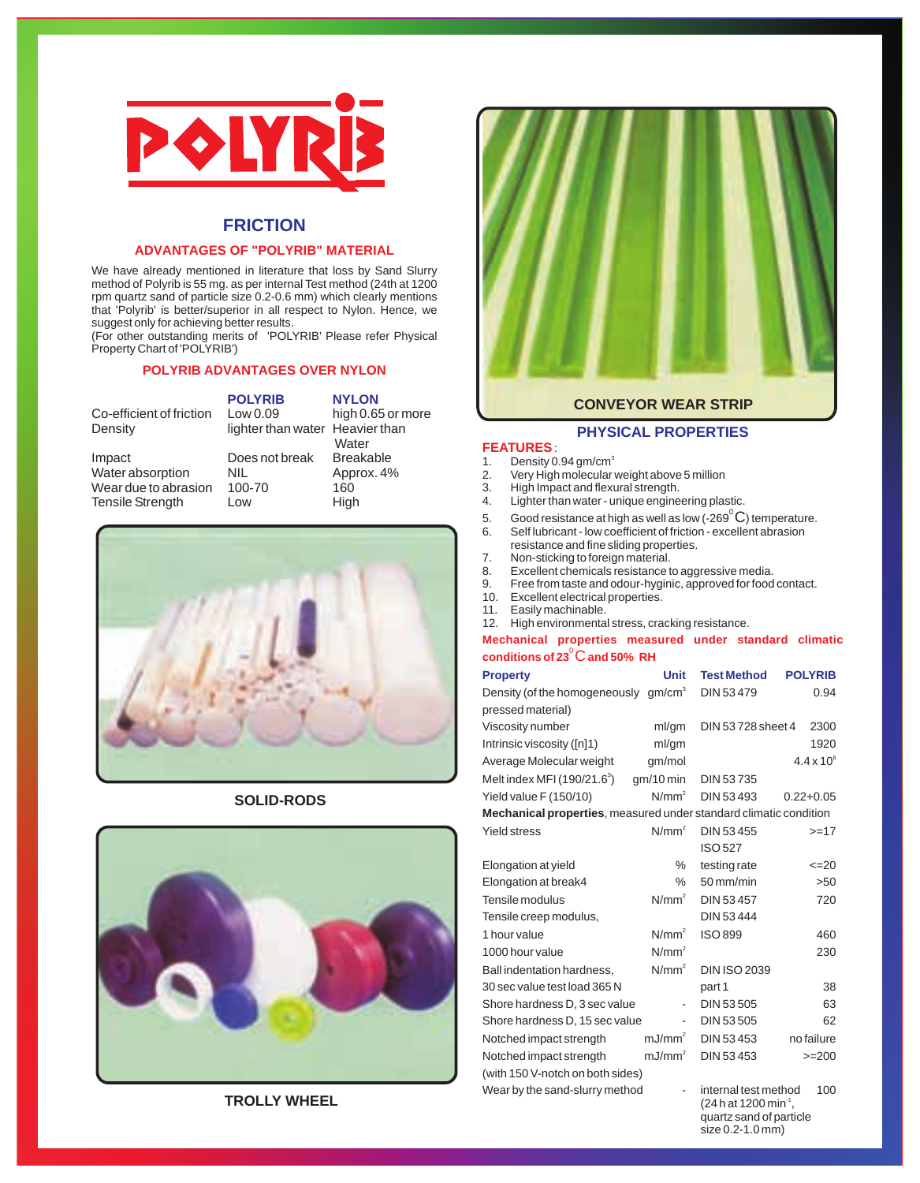POLYRIB

## FRICTION

### ADVANTAGES OF "POLYRIB" MATERIAL

We have already mentioned in literature that loss by Sand Slurry method of Polyrib is 55 mg. as per internal Test method (24th at 1200 rpm quartz sand of particle size 0.2-0.6 mm) which clearly mentions that 'Polyrib' is better/superior in all respect to Nylon. Hence, we suggest only for achieving better results.
(For other outstanding merits of 'POLYRIB' Please refer Physical Property Chart of 'POLYRIB')

### POLYRIB ADVANTAGES OVER NYLON

| | POLYRIB | NYLON |
|---|---|---|
| Co-efficient of friction | Low 0.09 | high 0.65 or more |
| Density | lighter than water | Heavier than Water |
| Impact | Does not break | Breakable |
| Water absorption | NIL | Approx. 4% |
| Wear due to abrasion | 100-70 | 160 |
| Tensile Strength | Low | High |

SOLID-RODS

TROLLY WHEEL

CONVEYOR WEAR STRIP

## PHYSICAL PROPERTIES

**FEATURES**:

1. Density 0.94 gm/cm$^3$
2. Very High molecular weight above 5 million
3. High Impact and flexural strength.
4. Lighter than water - unique engineering plastic.
5. Good resistance at high as well as low (-269$^0$C) temperature.
6. Self lubricant - low coefficient of friction - excellent abrasion resistance and fine sliding properties.
7. Non-sticking to foreign material.
8. Excellent chemicals resistance to aggressive media.
9. Free from taste and odour-hyginic, approved for food contact.
10. Excellent electrical properties.
11. Easily machinable.
12. High environmental stress, cracking resistance.

**Mechanical properties measured under standard climatic conditions of 23$^0$C and 50% RH**

| Property | Unit | Test Method | POLYRIB |
|---|---|---|---|
| Density (of the homogeneously pressed material) | gm/cm$^3$ | DIN 53 479 | 0.94 |
| Viscosity number | ml/gm | DIN 53 728 sheet 4 | 2300 |
| Intrinsic viscosity ([n]1) | ml/gm | | 1920 |
| Average Molecular weight | gm/mol | | 4.4 x 10$^6$ |
| Melt index MFI (190/21.6$^3$) | gm/10 min | DIN 53 735 | |
| Yield value F (150/10) | N/mm$^2$ | DIN 53 493 | 0.22+0.05 |
| **Mechanical properties**, measured under standard climatic condition | | | |
| Yield stress | N/mm$^2$ | DIN 53 455 ISO 527 | >=17 |
| Elongation at yield | % | testing rate | <=20 |
| Elongation at break4 | % | 50 mm/min | >50 |
| Tensile modulus | N/mm$^2$ | DIN 53 457 | 720 |
| Tensile creep modulus, | | DIN 53 444 | |
| 1 hour value | N/mm$^2$ | ISO 899 | 460 |
| 1000 hour value | N/mm$^2$ | | 230 |
| Ball indentation hardness, 30 sec value test load 365 N | N/mm$^2$ | DIN ISO 2039 part 1 | 38 |
| Shore hardness D, 3 sec value | - | DIN 53 505 | 63 |
| Shore hardness D, 15 sec value | - | DIN 53 505 | 62 |
| Notched impact strength | mJ/mm$^2$ | DIN 53 453 | no failure |
| Notched impact strength (with 150 V-notch on both sides) | mJ/mm$^2$ | DIN 53 453 | >=200 |
| Wear by the sand-slurry method | - | internal test method (24 h at 1200 min$^{-1}$, quartz sand of particle size 0.2-1.0 mm) | 100 |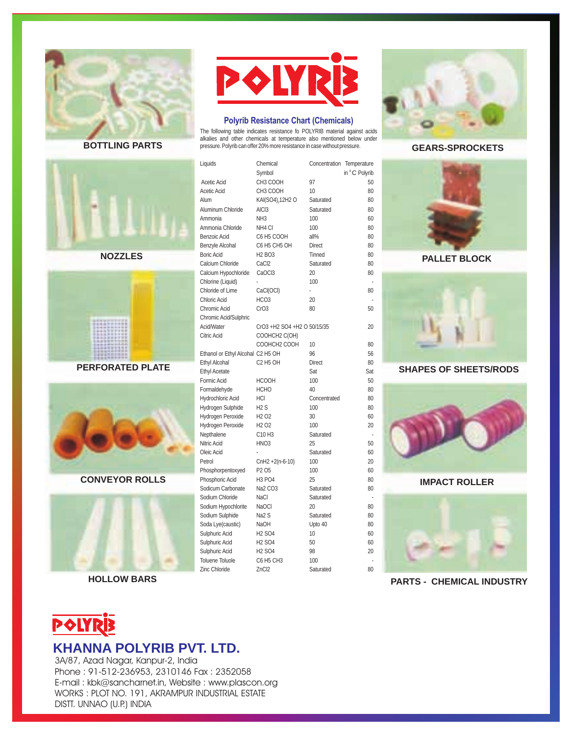BOTTLING PARTS

NOZZLES

PERFORATED PLATE

CONVEYOR ROLLS

HOLLOW BARS

# POLYRIB

## Polyrib Resistance Chart (Chemicals)

The following table indicates resistance fo POLYRIB material against acids alkalies and other chemicals at temperature also mentioned below under pressure. Polyrib can offer 20% more resistance in case without pressure.

| Liquids | Chemical Symbol | Concentration | Temperature in °C Polyrib |
|---|---|---|---|
| Acetic Acid | CH3 COOH | 97 | 50 |
| Acetic Acid | CH3 COOH | 10 | 80 |
| Alum | KAl(SO4),12H2 O | Saturated | 80 |
| Aluminum Chloride | AlCl3 | Saturated | 80 |
| Ammonia | NH3 | 100 | 60 |
| Ammonia Chloride | NH4 Cl | 100 | 80 |
| Benzoic Acid | C6 H5 COOH | all% | 80 |
| Benzyle Alcohal | C6 H5 CH5 OH | Direct | 80 |
| Boric Acid | H2 BO3 | Tinned | 80 |
| Calcium Chloride | CaCl2 | Saturated | 80 |
| Calcium Hypochloride | CaOCl3 | 20 | 80 |
| Chlorine (Liquid) | - | 100 | - |
| Chloride of Lime | CaCl(OCl) | - | 80 |
| Chloric Acid | HCO3 | 20 | - |
| Chromic Acid | CrO3 | 80 | 50 |
| Chromic Acid/Sulphric Acid/Water | CrO3 +H2 SO4 +H2 O | 50/15/35 | 20 |
| Citric Acid | COOHCH2 C(OH) COOHCH2 COOH | 10 | 80 |
| Ethanol or Ethyl Alcohal | C2 H5 OH | 96 | 56 |
| Ethyl Alcohal | C2 H5 OH | Direct | 80 |
| Ethyl Acetate | | Sat | Sat |
| Formic Acid | HCOOH | 100 | 50 |
| Formaldehyde | HCHO | 40 | 80 |
| Hydrochloric Acid | HCl | Concentrated | 80 |
| Hydrogen Sulphide | H2 S | 100 | 80 |
| Hydrogen Peroxide | H2 O2 | 30 | 60 |
| Hydrogen Peroxide | H2 O2 | 100 | 20 |
| Nepthalene | C10 H3 | Saturated | - |
| Nitric Acid | HNO3 | 25 | 50 |
| Oleic Acid | - | Saturated | 60 |
| Petrol | CnH2 +2(n-6-10) | 100 | 20 |
| Phosphorpentoxyed | P2 O5 | 100 | 60 |
| Phosphoric Acid | H3 PO4 | 25 | 80 |
| Sodicum Carbonate | Na2 CO3 | Saturated | 80 |
| Sodium Chloride | NaCl | Saturated | - |
| Sodium Hypochlorite | NaOCl | 20 | 80 |
| Sodium Sulphide | Na2 S | Saturated | 80 |
| Soda Lye(caustic) | NaOH | Upto 40 | 80 |
| Sulphuric Acid | H2 SO4 | 10 | 60 |
| Sulphuric Acid | H2 SO4 | 50 | 60 |
| Sulphuric Acid | H2 SO4 | 98 | 20 |
| Toluene Toluole | C6 H5 CH3 | 100 | - |
| Zinc Chloride | ZnCl2 | Saturated | 80 |

GEARS-SPROCKETS

PALLET BLOCK

SHAPES OF SHEETS/RODS

IMPACT ROLLER

PARTS - CHEMICAL INDUSTRY

POLYRIB

## KHANNA POLYRIB PVT. LTD.

3A/87, Azad Nagar, Kanpur-2, India
Phone : 91-512-236953, 2310146 Fax : 2352058
E-mail : kbk@sancharnet.in, Website : www.plascon.org
WORKS : PLOT NO. 191, AKRAMPUR INDUSTRIAL ESTATE
DISTT. UNNAO (U.P.) INDIA